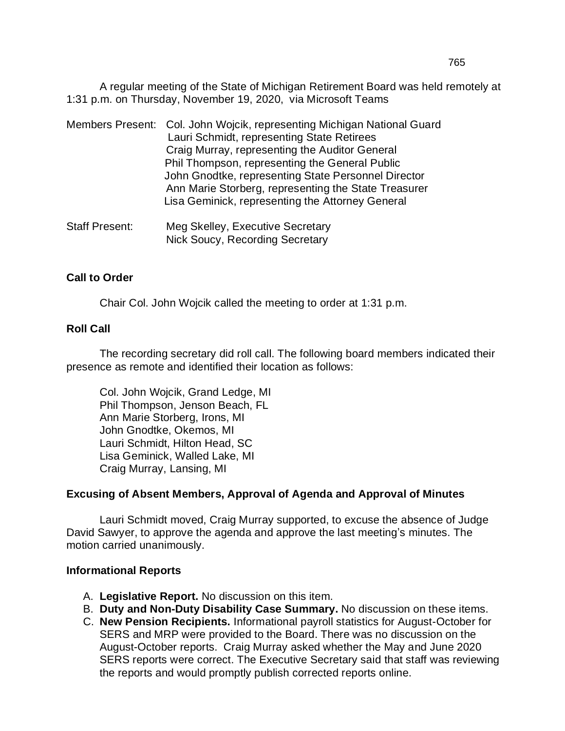A regular meeting of the State of Michigan Retirement Board was held remotely at 1:31 p.m. on Thursday, November 19, 2020, via Microsoft Teams

Members Present: Col. John Wojcik, representing Michigan National Guard
Lauri Schmidt, representing State Retirees
Craig Murray, representing the Auditor General
Phil Thompson, representing the General Public
John Gnodtke, representing State Personnel Director
Ann Marie Storberg, representing the State Treasurer
Lisa Geminick, representing the Attorney General

Staff Present: Meg Skelley, Executive Secretary
Nick Soucy, Recording Secretary

**Call to Order**

Chair Col. John Wojcik called the meeting to order at 1:31 p.m.

**Roll Call**

The recording secretary did roll call. The following board members indicated their presence as remote and identified their location as follows:

Col. John Wojcik, Grand Ledge, MI
Phil Thompson, Jenson Beach, FL
Ann Marie Storberg, Irons, MI
John Gnodtke, Okemos, MI
Lauri Schmidt, Hilton Head, SC
Lisa Geminick, Walled Lake, MI
Craig Murray, Lansing, MI

**Excusing of Absent Members, Approval of Agenda and Approval of Minutes**

Lauri Schmidt moved, Craig Murray supported, to excuse the absence of Judge David Sawyer, to approve the agenda and approve the last meeting's minutes. The motion carried unanimously.

**Informational Reports**

A. **Legislative Report.** No discussion on this item.
B. **Duty and Non-Duty Disability Case Summary.** No discussion on these items.
C. **New Pension Recipients.** Informational payroll statistics for August-October for SERS and MRP were provided to the Board. There was no discussion on the August-October reports. Craig Murray asked whether the May and June 2020 SERS reports were correct. The Executive Secretary said that staff was reviewing the reports and would promptly publish corrected reports online.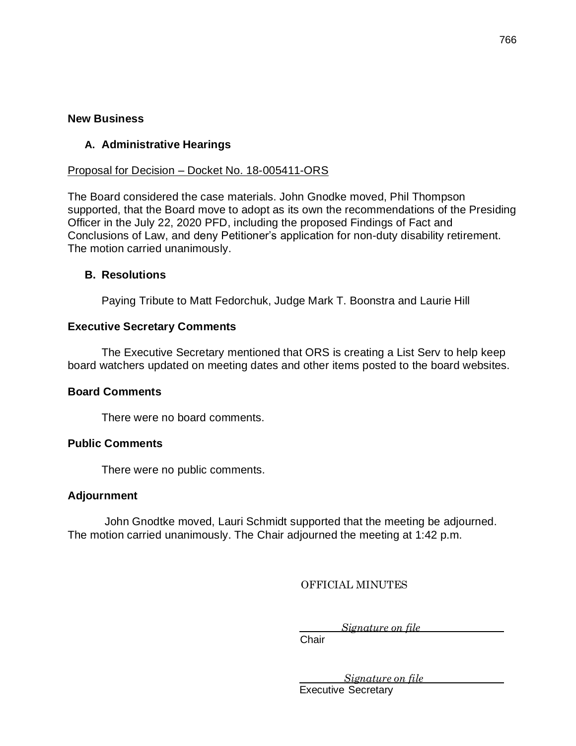## New Business

### A. Administrative Hearings

Proposal for Decision – Docket No. 18-005411-ORS

The Board considered the case materials. John Gnodke moved, Phil Thompson supported, that the Board move to adopt as its own the recommendations of the Presiding Officer in the July 22, 2020 PFD, including the proposed Findings of Fact and Conclusions of Law, and deny Petitioner's application for non-duty disability retirement. The motion carried unanimously.

### B. Resolutions

Paying Tribute to Matt Fedorchuk, Judge Mark T. Boonstra and Laurie Hill

## Executive Secretary Comments

The Executive Secretary mentioned that ORS is creating a List Serv to help keep board watchers updated on meeting dates and other items posted to the board websites.

## Board Comments

There were no board comments.

## Public Comments

There were no public comments.

## Adjournment

John Gnodtke moved, Lauri Schmidt supported that the meeting be adjourned. The motion carried unanimously. The Chair adjourned the meeting at 1:42 p.m.

OFFICIAL MINUTES

*Signature on file*
Chair

*Signature on file*
Executive Secretary